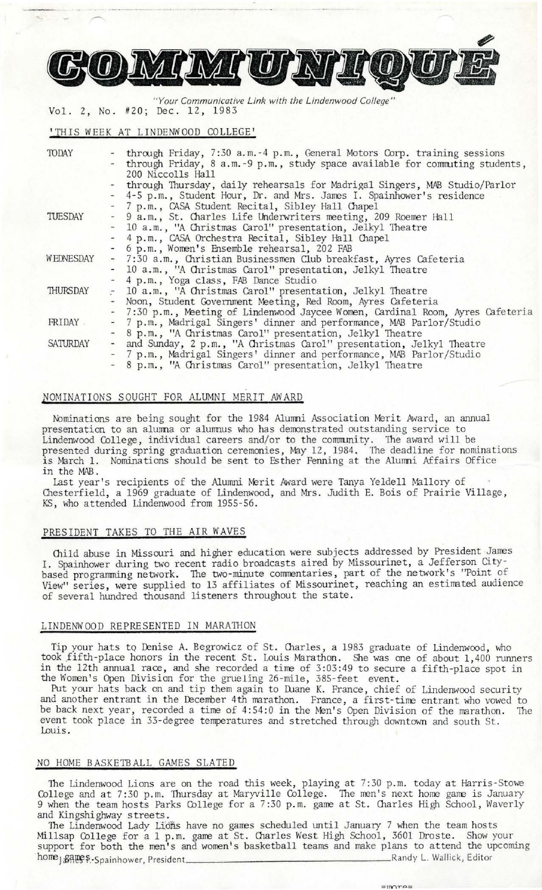# COMMUNIQUÉ

*"Your Communicative Link with the Lindenwood College"*

Vol. 2, No. #20; Dec. 12, 1983

## 'THIS WEEK AT LINDENWOOD COLLEGE'

| | |
|---|---|
| TODAY | - through Friday, 7:30 a.m.-4 p.m., General Motors Corp. training sessions |
| | - through Friday, 8 a.m.-9 p.m., study space available for commuting students, 200 Niccolls Hall |
| | - through Thursday, daily rehearsals for Madrigal Singers, MAB Studio/Parlor |
| | - 4-5 p.m., Student Hour, Dr. and Mrs. James I. Spainhower's residence |
| | - 7 p.m., CASA Student Recital, Sibley Hall Chapel |
| TUESDAY | - 9 a.m., St. Charles Life Underwriters meeting, 209 Roemer Hall |
| | - 10 a.m., "A Christmas Carol" presentation, Jelkyl Theatre |
| | - 4 p.m., CASA Orchestra Recital, Sibley Hall Chapel |
| | - 6 p.m., Women's Ensemble rehearsal, 202 FAB |
| WEDNESDAY | - 7:30 a.m., Christian Businessmen Club breakfast, Ayres Cafeteria |
| | - 10 a.m., "A Christmas Carol" presentation, Jelkyl Theatre |
| | - 4 p.m., Yoga class, FAB Dance Studio |
| THURSDAY | - 10 a.m., "A Christmas Carol" presentation, Jelkyl Theatre |
| | - Noon, Student Government Meeting, Red Room, Ayres Cafeteria |
| | - 7:30 p.m., Meeting of Lindenwood Jaycee Women, Cardinal Room, Ayres Cafeteria |
| FRIDAY | - 7 p.m., Madrigal Singers' dinner and performance, MAB Parlor/Studio |
| | - 8 p.m., "A Christmas Carol" presentation, Jelkyl Theatre |
| SATURDAY | - and Sunday, 2 p.m., "A Christmas Carol" presentation, Jelkyl Theatre |
| | - 7 p.m., Madrigal Singers' dinner and performance, MAB Parlor/Studio |
| | - 8 p.m., "A Christmas Carol" presentation, Jelkyl Theatre |

## NOMINATIONS SOUGHT FOR ALUMNI MERIT AWARD

Nominations are being sought for the 1984 Alumni Association Merit Award, an annual presentation to an alumna or alumnus who has demonstrated outstanding service to Lindenwood College, individual careers and/or to the community. The award will be presented during spring graduation ceremonies, May 12, 1984. The deadline for nominations is March 1. Nominations should be sent to Esther Fenning at the Alumni Affairs Office in the MAB.

Last year's recipients of the Alumni Merit Award were Tanya Yeldell Mallory of Chesterfield, a 1969 graduate of Lindenwood, and Mrs. Judith E. Bois of Prairie Village, KS, who attended Lindenwood from 1955-56.

## PRESIDENT TAKES TO THE AIR WAVES

Child abuse in Missouri and higher education were subjects addressed by President James I. Spainhower during two recent radio broadcasts aired by Missourinet, a Jefferson City-based programming network. The two-minute commentaries, part of the network's "Point of View" series, were supplied to 13 affiliates of Missourinet, reaching an estimated audience of several hundred thousand listeners throughout the state.

## LINDENWOOD REPRESENTED IN MARATHON

Tip your hats to Denise A. Begrowicz of St. Charles, a 1983 graduate of Lindenwood, who took fifth-place honors in the recent St. Louis Marathon. She was one of about 1,400 runners in the 12th annual race, and she recorded a time of 3:03:49 to secure a fifth-place spot in the Women's Open Division for the grueling 26-mile, 385-feet event.

Put your hats back on and tip them again to Duane K. France, chief of Lindenwood security and another entrant in the December 4th marathon. France, a first-time entrant who vowed to be back next year, recorded a time of 4:54:0 in the Men's Open Division of the marathon. The event took place in 33-degree temperatures and stretched through downtown and south St. Louis.

## NO HOME BASKETBALL GAMES SLATED

The Lindenwood Lions are on the road this week, playing at 7:30 p.m. today at Harris-Stowe College and at 7:30 p.m. Thursday at Maryville College. The men's next home game is January 9 when the team hosts Parks College for a 7:30 p.m. game at St. Charles High School, Waverly and Kingshighway streets.

The Lindenwood Lady Lions have no games scheduled until January 7 when the team hosts Millsap College for a 1 p.m. game at St. Charles West High School, 3601 Droste. Show your support for both the men's and women's basketball teams and make plans to attend the upcoming home games.

James I. Spainhower, President — Randy L. Wallick, Editor

=more=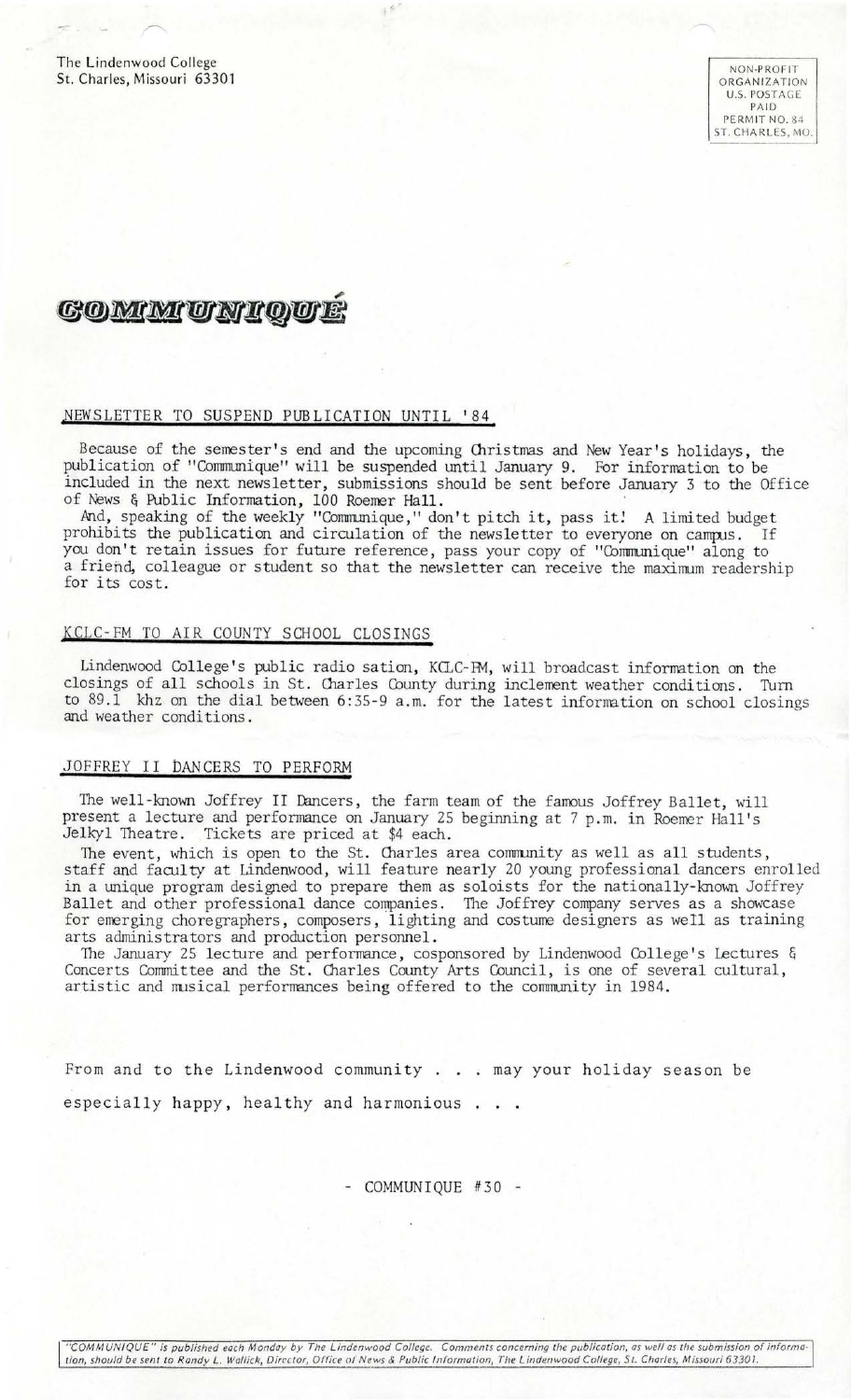The Lindenwood College
St. Charles, Missouri 63301

NON-PROFIT ORGANIZATION
U.S. POSTAGE
PAID
PERMIT NO. 84
ST. CHARLES, MO.

# COMMUNIQUÉ

## NEWSLETTER TO SUSPEND PUBLICATION UNTIL '84

Because of the semester's end and the upcoming Christmas and New Year's holidays, the publication of "Communique" will be suspended until January 9. For information to be included in the next newsletter, submissions should be sent before January 3 to the Office of News & Public Information, 100 Roemer Hall.

And, speaking of the weekly "Communique," don't pitch it, pass it! A limited budget prohibits the publication and circulation of the newsletter to everyone on campus. If you don't retain issues for future reference, pass your copy of "Communique" along to a friend, colleague or student so that the newsletter can receive the maximum readership for its cost.

## KCLC-FM TO AIR COUNTY SCHOOL CLOSINGS

Lindenwood College's public radio sation, KCLC-FM, will broadcast information on the closings of all schools in St. Charles County during inclement weather conditions. Turn to 89.1 khz on the dial between 6:35-9 a.m. for the latest information on school closings and weather conditions.

## JOFFREY II DANCERS TO PERFORM

The well-known Joffrey II Dancers, the farm team of the famous Joffrey Ballet, will present a lecture and performance on January 25 beginning at 7 p.m. in Roemer Hall's Jelkyl Theatre. Tickets are priced at $4 each.

The event, which is open to the St. Charles area community as well as all students, staff and faculty at Lindenwood, will feature nearly 20 young professional dancers enrolled in a unique program designed to prepare them as soloists for the nationally-known Joffrey Ballet and other professional dance companies. The Joffrey company serves as a showcase for emerging choregraphers, composers, lighting and costume designers as well as training arts administrators and production personnel.

The January 25 lecture and performance, cosponsored by Lindenwood College's Lectures & Concerts Committee and the St. Charles County Arts Council, is one of several cultural, artistic and musical performances being offered to the community in 1984.

From and to the Lindenwood community . . . may your holiday season be especially happy, healthy and harmonious . . .

- COMMUNIQUE #30 -

*"COMMUNIQUE" is published each Monday by The Lindenwood College. Comments concerning the publication, as well as the submission of information, should be sent to Randy L. Wallick, Director, Office of News & Public Information, The Lindenwood College, St. Charles, Missouri 63301.*